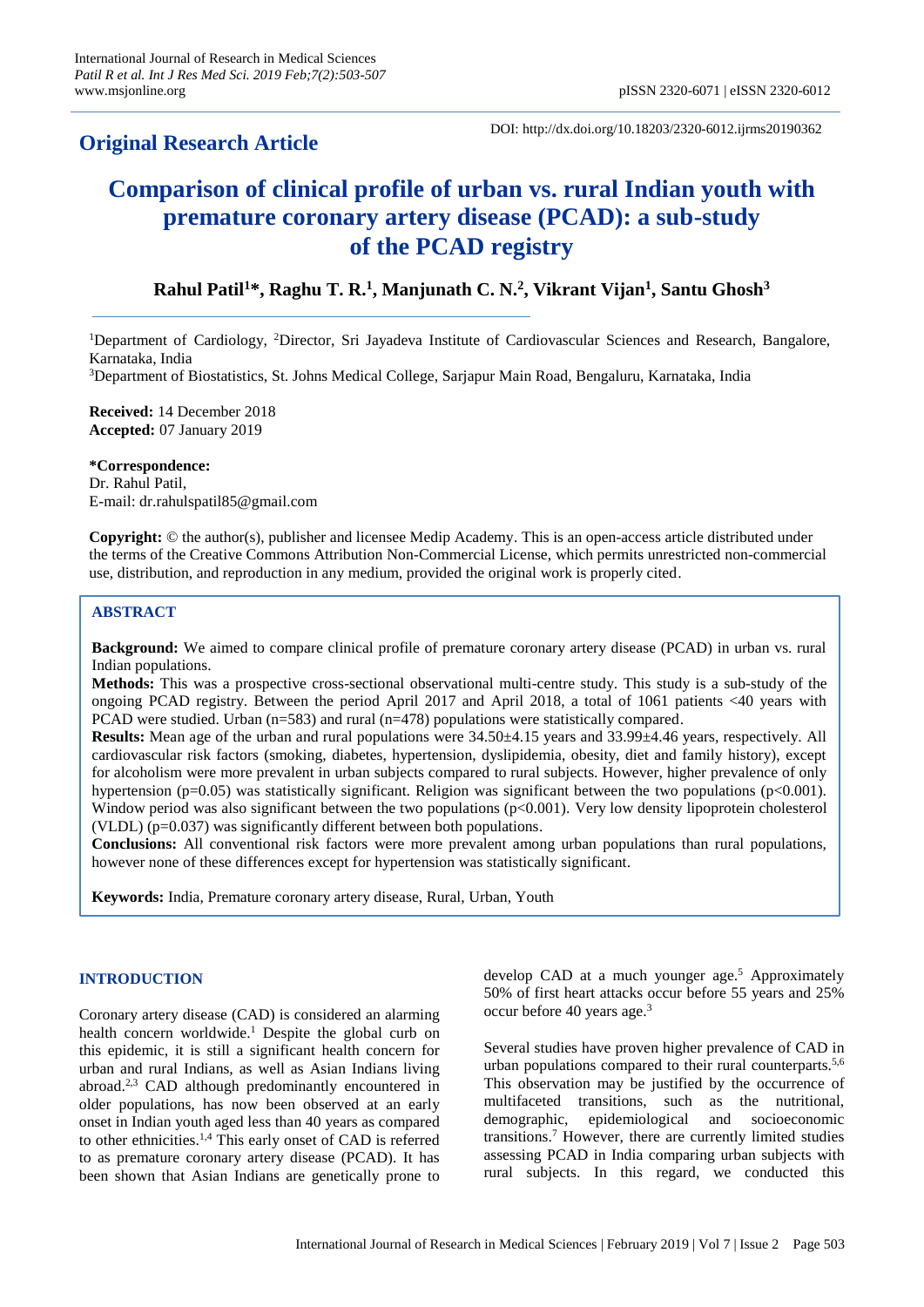## Original Research Article

DOI: http://dx.doi.org/10.18203/2320-6012.ijrms20190362

# Comparison of clinical profile of urban vs. rural Indian youth with premature coronary artery disease (PCAD): a sub-study of the PCAD registry

**Rahul Patil[1]\*, Raghu T. R.[1], Manjunath C. N.[2], Vikrant Vijan[1], Santu Ghosh[3]**

[1]Department of Cardiology, [2]Director, Sri Jayadeva Institute of Cardiovascular Sciences and Research, Bangalore, Karnataka, India

[3]Department of Biostatistics, St. Johns Medical College, Sarjapur Main Road, Bengaluru, Karnataka, India

**Received:** 14 December 2018
**Accepted:** 07 January 2019

**\*Correspondence:**
Dr. Rahul Patil,
E-mail: dr.rahulspatil85@gmail.com

**Copyright:** © the author(s), publisher and licensee Medip Academy. This is an open-access article distributed under the terms of the Creative Commons Attribution Non-Commercial License, which permits unrestricted non-commercial use, distribution, and reproduction in any medium, provided the original work is properly cited.

## ABSTRACT

**Background:** We aimed to compare clinical profile of premature coronary artery disease (PCAD) in urban vs. rural Indian populations.

**Methods:** This was a prospective cross-sectional observational multi-centre study. This study is a sub-study of the ongoing PCAD registry. Between the period April 2017 and April 2018, a total of 1061 patients <40 years with PCAD were studied. Urban (n=583) and rural (n=478) populations were statistically compared.

**Results:** Mean age of the urban and rural populations were 34.50±4.15 years and 33.99±4.46 years, respectively. All cardiovascular risk factors (smoking, diabetes, hypertension, dyslipidemia, obesity, diet and family history), except for alcoholism were more prevalent in urban subjects compared to rural subjects. However, higher prevalence of only hypertension (p=0.05) was statistically significant. Religion was significant between the two populations (p<0.001). Window period was also significant between the two populations (p<0.001). Very low density lipoprotein cholesterol (VLDL) (p=0.037) was significantly different between both populations.

**Conclusions:** All conventional risk factors were more prevalent among urban populations than rural populations, however none of these differences except for hypertension was statistically significant.

**Keywords:** India, Premature coronary artery disease, Rural, Urban, Youth

## INTRODUCTION

Coronary artery disease (CAD) is considered an alarming health concern worldwide.[1] Despite the global curb on this epidemic, it is still a significant health concern for urban and rural Indians, as well as Asian Indians living abroad.[2,3] CAD although predominantly encountered in older populations, has now been observed at an early onset in Indian youth aged less than 40 years as compared to other ethnicities.[1,4] This early onset of CAD is referred to as premature coronary artery disease (PCAD). It has been shown that Asian Indians are genetically prone to develop CAD at a much younger age.[5] Approximately 50% of first heart attacks occur before 55 years and 25% occur before 40 years age.[3]

Several studies have proven higher prevalence of CAD in urban populations compared to their rural counterparts.[5,6] This observation may be justified by the occurrence of multifaceted transitions, such as the nutritional, demographic, epidemiological and socioeconomic transitions.[7] However, there are currently limited studies assessing PCAD in India comparing urban subjects with rural subjects. In this regard, we conducted this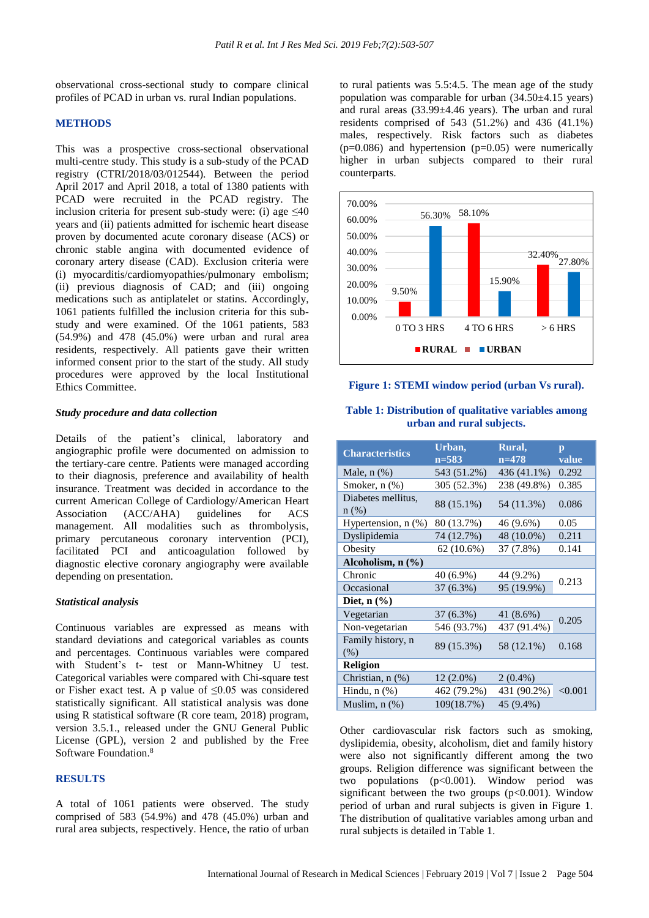observational cross-sectional study to compare clinical profiles of PCAD in urban vs. rural Indian populations.

## METHODS

This was a prospective cross-sectional observational multi-centre study. This study is a sub-study of the PCAD registry (CTRI/2018/03/012544). Between the period April 2017 and April 2018, a total of 1380 patients with PCAD were recruited in the PCAD registry. The inclusion criteria for present sub-study were: (i) age ≤40 years and (ii) patients admitted for ischemic heart disease proven by documented acute coronary disease (ACS) or chronic stable angina with documented evidence of coronary artery disease (CAD). Exclusion criteria were (i) myocarditis/cardiomyopathies/pulmonary embolism; (ii) previous diagnosis of CAD; and (iii) ongoing medications such as antiplatelet or statins. Accordingly, 1061 patients fulfilled the inclusion criteria for this sub-study and were examined. Of the 1061 patients, 583 (54.9%) and 478 (45.0%) were urban and rural area residents, respectively. All patients gave their written informed consent prior to the start of the study. All study procedures were approved by the local Institutional Ethics Committee.

### Study procedure and data collection

Details of the patient's clinical, laboratory and angiographic profile were documented on admission to the tertiary-care centre. Patients were managed according to their diagnosis, preference and availability of health insurance. Treatment was decided in accordance to the current American College of Cardiology/American Heart Association (ACC/AHA) guidelines for ACS management. All modalities such as thrombolysis, primary percutaneous coronary intervention (PCI), facilitated PCI and anticoagulation followed by diagnostic elective coronary angiography were available depending on presentation.

### Statistical analysis

Continuous variables are expressed as means with standard deviations and categorical variables as counts and percentages. Continuous variables were compared with Student's t- test or Mann-Whitney U test. Categorical variables were compared with Chi-square test or Fisher exact test. A p value of ≤0.05 was considered statistically significant. All statistical analysis was done using R statistical software (R core team, 2018) program, version 3.5.1., released under the GNU General Public License (GPL), version 2 and published by the Free Software Foundation.[8]

## RESULTS

A total of 1061 patients were observed. The study comprised of 583 (54.9%) and 478 (45.0%) urban and rural area subjects, respectively. Hence, the ratio of urban to rural patients was 5.5:4.5. The mean age of the study population was comparable for urban (34.50±4.15 years) and rural areas (33.99±4.46 years). The urban and rural residents comprised of 543 (51.2%) and 436 (41.1%) males, respectively. Risk factors such as diabetes (p=0.086) and hypertension (p=0.05) were numerically higher in urban subjects compared to their rural counterparts.

| Window period | RURAL | URBAN |
|---|---|---|
| 0 TO 3 HRS | 9.50% | 56.30% |
| 4 TO 6 HRS | 58.10% | 15.90% |
| > 6 HRS | 32.40% | 27.80% |

**Figure 1: STEMI window period (urban Vs rural).**

**Table 1: Distribution of qualitative variables among urban and rural subjects.**

| Characteristics | Urban, n=583 | Rural, n=478 | p value |
|---|---|---|---|
| Male, n (%) | 543 (51.2%) | 436 (41.1%) | 0.292 |
| Smoker, n (%) | 305 (52.3%) | 238 (49.8%) | 0.385 |
| Diabetes mellitus, n (%) | 88 (15.1%) | 54 (11.3%) | 0.086 |
| Hypertension, n (%) | 80 (13.7%) | 46 (9.6%) | 0.05 |
| Dyslipidemia | 74 (12.7%) | 48 (10.0%) | 0.211 |
| Obesity | 62 (10.6%) | 37 (7.8%) | 0.141 |
| **Alcoholism, n (%)** | | | |
| Chronic | 40 (6.9%) | 44 (9.2%) | 0.213 |
| Occasional | 37 (6.3%) | 95 (19.9%) | |
| **Diet, n (%)** | | | |
| Vegetarian | 37 (6.3%) | 41 (8.6%) | 0.205 |
| Non-vegetarian | 546 (93.7%) | 437 (91.4%) | |
| Family history, n (%) | 89 (15.3%) | 58 (12.1%) | 0.168 |
| **Religion** | | | |
| Christian, n (%) | 12 (2.0%) | 2 (0.4%) | <0.001 |
| Hindu, n (%) | 462 (79.2%) | 431 (90.2%) | |
| Muslim, n (%) | 109(18.7%) | 45 (9.4%) | |

Other cardiovascular risk factors such as smoking, dyslipidemia, obesity, alcoholism, diet and family history were also not significantly different among the two groups. Religion difference was significant between the two populations (p<0.001). Window period was significant between the two groups (p<0.001). Window period of urban and rural subjects is given in Figure 1. The distribution of qualitative variables among urban and rural subjects is detailed in Table 1.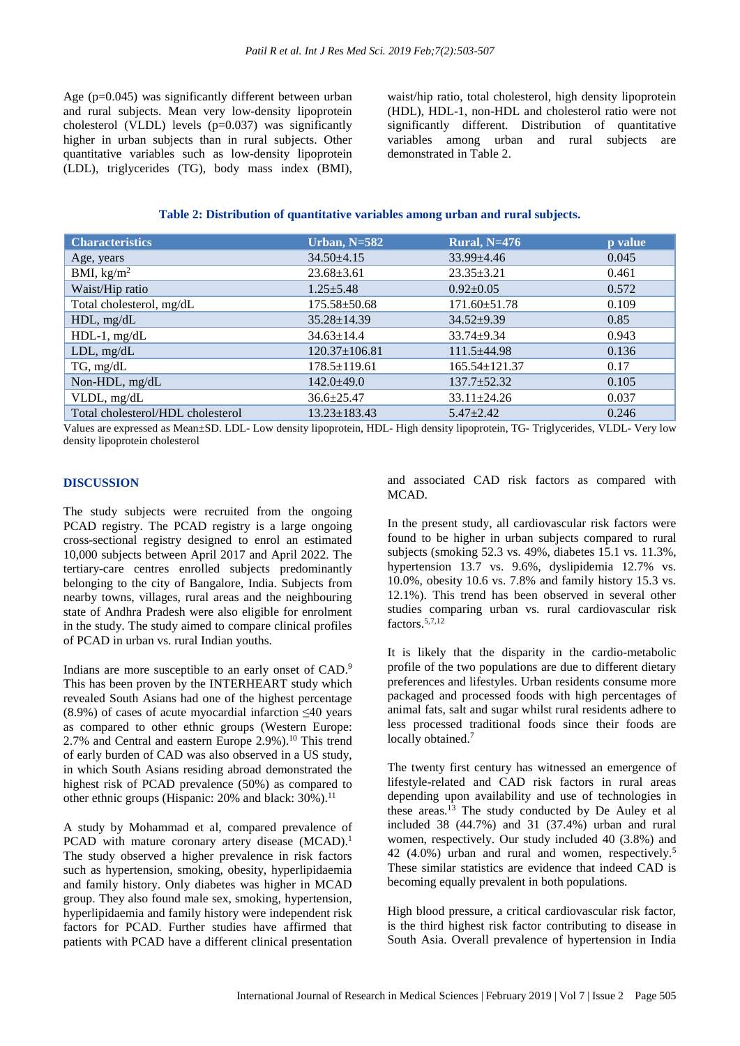Age (p=0.045) was significantly different between urban and rural subjects. Mean very low-density lipoprotein cholesterol (VLDL) levels (p=0.037) was significantly higher in urban subjects than in rural subjects. Other quantitative variables such as low-density lipoprotein (LDL), triglycerides (TG), body mass index (BMI), waist/hip ratio, total cholesterol, high density lipoprotein (HDL), HDL-1, non-HDL and cholesterol ratio were not significantly different. Distribution of quantitative variables among urban and rural subjects are demonstrated in Table 2.

**Table 2: Distribution of quantitative variables among urban and rural subjects.**

| Characteristics | Urban, N=582 | Rural, N=476 | p value |
|---|---|---|---|
| Age, years | 34.50±4.15 | 33.99±4.46 | 0.045 |
| BMI, kg/m$^2$ | 23.68±3.61 | 23.35±3.21 | 0.461 |
| Waist/Hip ratio | 1.25±5.48 | 0.92±0.05 | 0.572 |
| Total cholesterol, mg/dL | 175.58±50.68 | 171.60±51.78 | 0.109 |
| HDL, mg/dL | 35.28±14.39 | 34.52±9.39 | 0.85 |
| HDL-1, mg/dL | 34.63±14.4 | 33.74±9.34 | 0.943 |
| LDL, mg/dL | 120.37±106.81 | 111.5±44.98 | 0.136 |
| TG, mg/dL | 178.5±119.61 | 165.54±121.37 | 0.17 |
| Non-HDL, mg/dL | 142.0±49.0 | 137.7±52.32 | 0.105 |
| VLDL, mg/dL | 36.6±25.47 | 33.11±24.26 | 0.037 |
| Total cholesterol/HDL cholesterol | 13.23±183.43 | 5.47±2.42 | 0.246 |

Values are expressed as Mean±SD. LDL- Low density lipoprotein, HDL- High density lipoprotein, TG- Triglycerides, VLDL- Very low density lipoprotein cholesterol

## DISCUSSION

The study subjects were recruited from the ongoing PCAD registry. The PCAD registry is a large ongoing cross-sectional registry designed to enrol an estimated 10,000 subjects between April 2017 and April 2022. The tertiary-care centres enrolled subjects predominantly belonging to the city of Bangalore, India. Subjects from nearby towns, villages, rural areas and the neighbouring state of Andhra Pradesh were also eligible for enrolment in the study. The study aimed to compare clinical profiles of PCAD in urban vs. rural Indian youths.

Indians are more susceptible to an early onset of CAD.[9] This has been proven by the INTERHEART study which revealed South Asians had one of the highest percentage (8.9%) of cases of acute myocardial infarction ≤40 years as compared to other ethnic groups (Western Europe: 2.7% and Central and eastern Europe 2.9%).[10] This trend of early burden of CAD was also observed in a US study, in which South Asians residing abroad demonstrated the highest risk of PCAD prevalence (50%) as compared to other ethnic groups (Hispanic: 20% and black: 30%).[11]

A study by Mohammad et al, compared prevalence of PCAD with mature coronary artery disease (MCAD).[1] The study observed a higher prevalence in risk factors such as hypertension, smoking, obesity, hyperlipidaemia and family history. Only diabetes was higher in MCAD group. They also found male sex, smoking, hypertension, hyperlipidaemia and family history were independent risk factors for PCAD. Further studies have affirmed that patients with PCAD have a different clinical presentation and associated CAD risk factors as compared with MCAD.

In the present study, all cardiovascular risk factors were found to be higher in urban subjects compared to rural subjects (smoking 52.3 vs. 49%, diabetes 15.1 vs. 11.3%, hypertension 13.7 vs. 9.6%, dyslipidemia 12.7% vs. 10.0%, obesity 10.6 vs. 7.8% and family history 15.3 vs. 12.1%). This trend has been observed in several other studies comparing urban vs. rural cardiovascular risk factors.[5,7,12]

It is likely that the disparity in the cardio-metabolic profile of the two populations are due to different dietary preferences and lifestyles. Urban residents consume more packaged and processed foods with high percentages of animal fats, salt and sugar whilst rural residents adhere to less processed traditional foods since their foods are locally obtained.[7]

The twenty first century has witnessed an emergence of lifestyle-related and CAD risk factors in rural areas depending upon availability and use of technologies in these areas.[13] The study conducted by De Auley et al included 38 (44.7%) and 31 (37.4%) urban and rural women, respectively. Our study included 40 (3.8%) and 42 (4.0%) urban and rural and women, respectively.[5] These similar statistics are evidence that indeed CAD is becoming equally prevalent in both populations.

High blood pressure, a critical cardiovascular risk factor, is the third highest risk factor contributing to disease in South Asia. Overall prevalence of hypertension in India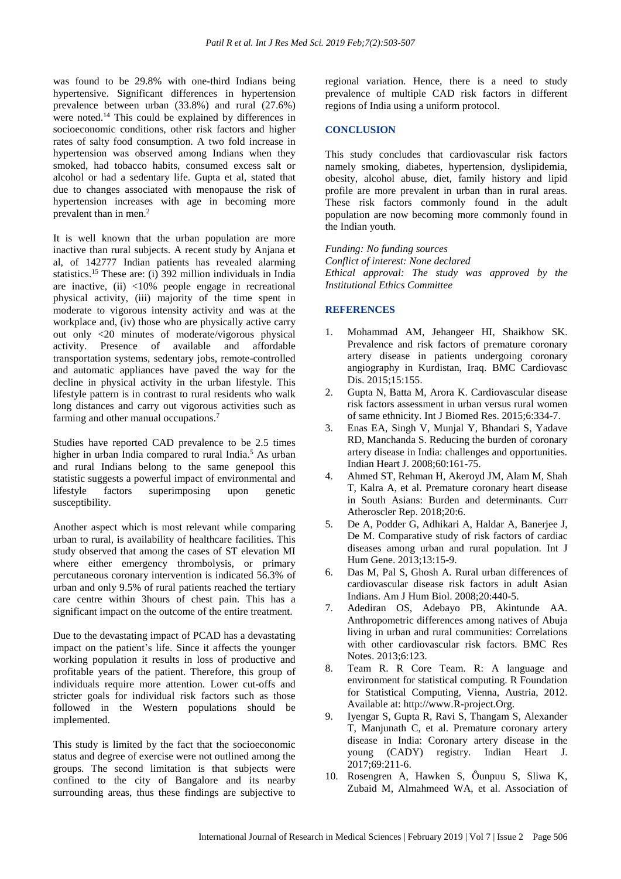was found to be 29.8% with one-third Indians being hypertensive. Significant differences in hypertension prevalence between urban (33.8%) and rural (27.6%) were noted.[14] This could be explained by differences in socioeconomic conditions, other risk factors and higher rates of salty food consumption. A two fold increase in hypertension was observed among Indians when they smoked, had tobacco habits, consumed excess salt or alcohol or had a sedentary life. Gupta et al, stated that due to changes associated with menopause the risk of hypertension increases with age in becoming more prevalent than in men.[2]

It is well known that the urban population are more inactive than rural subjects. A recent study by Anjana et al, of 142777 Indian patients has revealed alarming statistics.[15] These are: (i) 392 million individuals in India are inactive, (ii) <10% people engage in recreational physical activity, (iii) majority of the time spent in moderate to vigorous intensity activity and was at the workplace and, (iv) those who are physically active carry out only <20 minutes of moderate/vigorous physical activity. Presence of available and affordable transportation systems, sedentary jobs, remote-controlled and automatic appliances have paved the way for the decline in physical activity in the urban lifestyle. This lifestyle pattern is in contrast to rural residents who walk long distances and carry out vigorous activities such as farming and other manual occupations.[7]

Studies have reported CAD prevalence to be 2.5 times higher in urban India compared to rural India.[5] As urban and rural Indians belong to the same genepool this statistic suggests a powerful impact of environmental and lifestyle factors superimposing upon genetic susceptibility.

Another aspect which is most relevant while comparing urban to rural, is availability of healthcare facilities. This study observed that among the cases of ST elevation MI where either emergency thrombolysis, or primary percutaneous coronary intervention is indicated 56.3% of urban and only 9.5% of rural patients reached the tertiary care centre within 3hours of chest pain. This has a significant impact on the outcome of the entire treatment.

Due to the devastating impact of PCAD has a devastating impact on the patient's life. Since it affects the younger working population it results in loss of productive and profitable years of the patient. Therefore, this group of individuals require more attention. Lower cut-offs and stricter goals for individual risk factors such as those followed in the Western populations should be implemented.

This study is limited by the fact that the socioeconomic status and degree of exercise were not outlined among the groups. The second limitation is that subjects were confined to the city of Bangalore and its nearby surrounding areas, thus these findings are subjective to regional variation. Hence, there is a need to study prevalence of multiple CAD risk factors in different regions of India using a uniform protocol.

## CONCLUSION

This study concludes that cardiovascular risk factors namely smoking, diabetes, hypertension, dyslipidemia, obesity, alcohol abuse, diet, family history and lipid profile are more prevalent in urban than in rural areas. These risk factors commonly found in the adult population are now becoming more commonly found in the Indian youth.

*Funding: No funding sources*
*Conflict of interest: None declared*
*Ethical approval: The study was approved by the Institutional Ethics Committee*

## REFERENCES

1. Mohammad AM, Jehangeer HI, Shaikhow SK. Prevalence and risk factors of premature coronary artery disease in patients undergoing coronary angiography in Kurdistan, Iraq. BMC Cardiovasc Dis. 2015;15:155.
2. Gupta N, Batta M, Arora K. Cardiovascular disease risk factors assessment in urban versus rural women of same ethnicity. Int J Biomed Res. 2015;6:334-7.
3. Enas EA, Singh V, Munjal Y, Bhandari S, Yadave RD, Manchanda S. Reducing the burden of coronary artery disease in India: challenges and opportunities. Indian Heart J. 2008;60:161-75.
4. Ahmed ST, Rehman H, Akeroyd JM, Alam M, Shah T, Kalra A, et al. Premature coronary heart disease in South Asians: Burden and determinants. Curr Atheroscler Rep. 2018;20:6.
5. De A, Podder G, Adhikari A, Haldar A, Banerjee J, De M. Comparative study of risk factors of cardiac diseases among urban and rural population. Int J Hum Gene. 2013;13:15-9.
6. Das M, Pal S, Ghosh A. Rural urban differences of cardiovascular disease risk factors in adult Asian Indians. Am J Hum Biol. 2008;20:440-5.
7. Adediran OS, Adebayo PB, Akintunde AA. Anthropometric differences among natives of Abuja living in urban and rural communities: Correlations with other cardiovascular risk factors. BMC Res Notes. 2013;6:123.
8. Team R. R Core Team. R: A language and environment for statistical computing. R Foundation for Statistical Computing, Vienna, Austria, 2012. Available at: http://www.R-project.Org.
9. Iyengar S, Gupta R, Ravi S, Thangam S, Alexander T, Manjunath C, et al. Premature coronary artery disease in India: Coronary artery disease in the young (CADY) registry. Indian Heart J. 2017;69:211-6.
10. Rosengren A, Hawken S, Ôunpuu S, Sliwa K, Zubaid M, Almahmeed WA, et al. Association of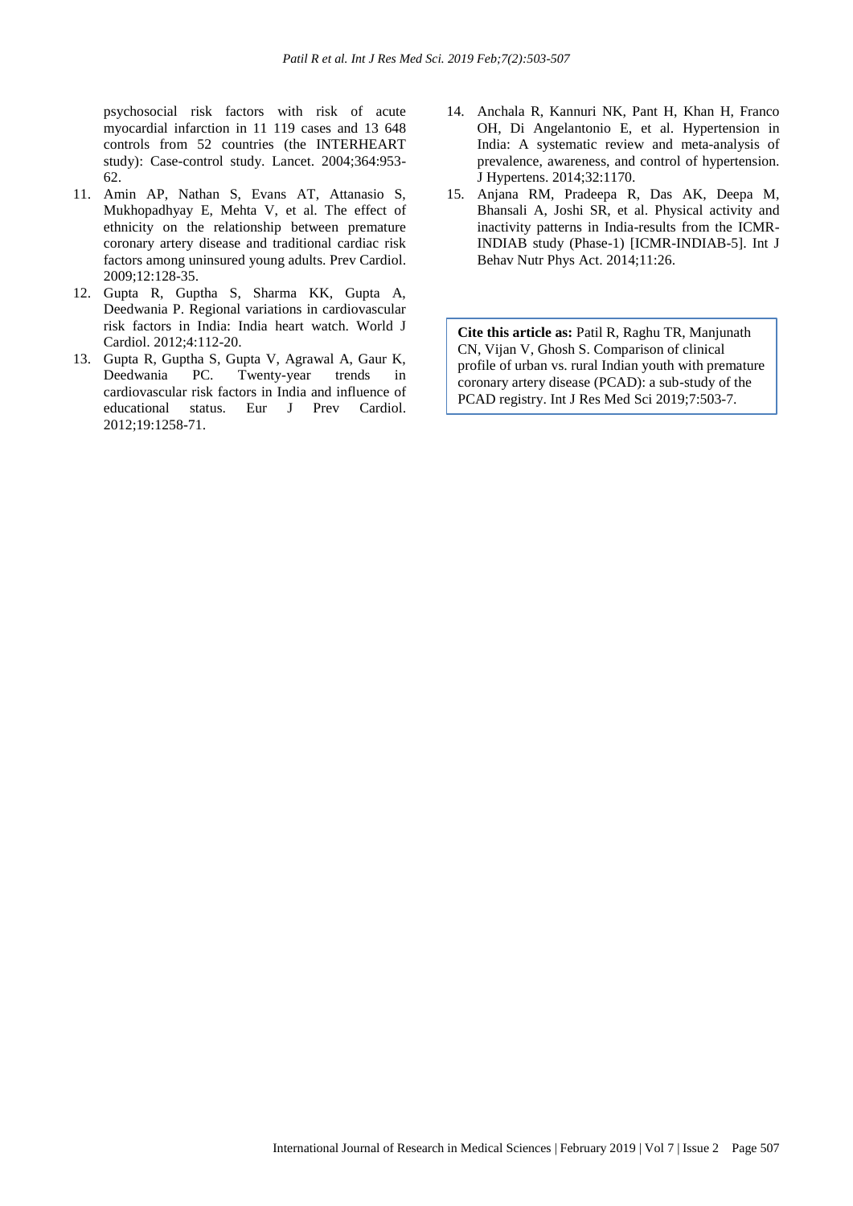psychosocial risk factors with risk of acute myocardial infarction in 11 119 cases and 13 648 controls from 52 countries (the INTERHEART study): Case-control study. Lancet. 2004;364:953-62.

11. Amin AP, Nathan S, Evans AT, Attanasio S, Mukhopadhyay E, Mehta V, et al. The effect of ethnicity on the relationship between premature coronary artery disease and traditional cardiac risk factors among uninsured young adults. Prev Cardiol. 2009;12:128-35.
12. Gupta R, Guptha S, Sharma KK, Gupta A, Deedwania P. Regional variations in cardiovascular risk factors in India: India heart watch. World J Cardiol. 2012;4:112-20.
13. Gupta R, Guptha S, Gupta V, Agrawal A, Gaur K, Deedwania PC. Twenty-year trends in cardiovascular risk factors in India and influence of educational status. Eur J Prev Cardiol. 2012;19:1258-71.
14. Anchala R, Kannuri NK, Pant H, Khan H, Franco OH, Di Angelantonio E, et al. Hypertension in India: A systematic review and meta-analysis of prevalence, awareness, and control of hypertension. J Hypertens. 2014;32:1170.
15. Anjana RM, Pradeepa R, Das AK, Deepa M, Bhansali A, Joshi SR, et al. Physical activity and inactivity patterns in India-results from the ICMR-INDIAB study (Phase-1) [ICMR-INDIAB-5]. Int J Behav Nutr Phys Act. 2014;11:26.

**Cite this article as:** Patil R, Raghu TR, Manjunath CN, Vijan V, Ghosh S. Comparison of clinical profile of urban vs. rural Indian youth with premature coronary artery disease (PCAD): a sub-study of the PCAD registry. Int J Res Med Sci 2019;7:503-7.